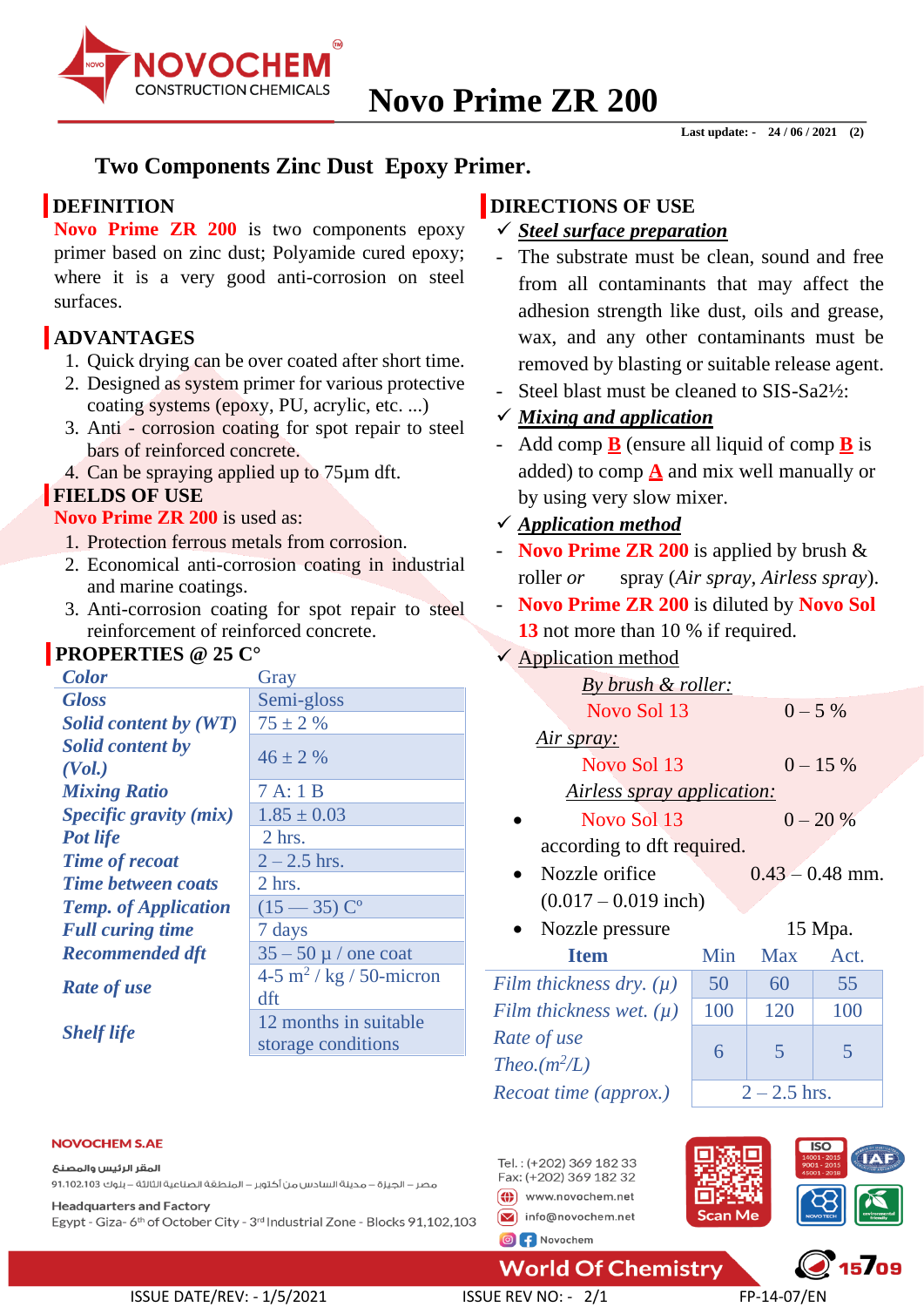# Novo Prime ZR 200

Last update: - 24 / 06 / 2021 (2)

## Two Components Zinc Dust Epoxy Primer.

## DEFINITION

**Novo Prime ZR 200** is two components epoxy primer based on zinc dust; Polyamide cured epoxy; where it is a very good anti-corrosion on steel surfaces.

## ADVANTAGES

1. Quick drying can be over coated after short time.
2. Designed as system primer for various protective coating systems (epoxy, PU, acrylic, etc. ...)
3. Anti - corrosion coating for spot repair to steel bars of reinforced concrete.
4. Can be spraying applied up to 75μm dft.

## FIELDS OF USE

**Novo Prime ZR 200** is used as:

1. Protection ferrous metals from corrosion.
2. Economical anti-corrosion coating in industrial and marine coatings.
3. Anti-corrosion coating for spot repair to steel reinforcement of reinforced concrete.

## PROPERTIES @ 25 C°

| Property | Value |
|---|---|
| *Color* | Gray |
| *Gloss* | Semi-gloss |
| *Solid content by (WT)* | 75 ± 2 % |
| *Solid content by (Vol.)* | 46 ± 2 % |
| *Mixing Ratio* | 7 A: 1 B |
| *Specific gravity (mix)* | 1.85 ± 0.03 |
| *Pot life* | 2 hrs. |
| *Time of recoat* | 2 – 2.5 hrs. |
| *Time between coats* | 2 hrs. |
| *Temp. of Application* | (15 — 35) C° |
| *Full curing time* | 7 days |
| *Recommended dft* | 35 – 50 μ / one coat |
| *Rate of use* | 4-5 $m^2$ / kg / 50-micron dft |
| *Shelf life* | 12 months in suitable storage conditions |

## DIRECTIONS OF USE

✓ ***Steel surface preparation***

- The substrate must be clean, sound and free from all contaminants that may affect the adhesion strength like dust, oils and grease, wax, and any other contaminants must be removed by blasting or suitable release agent.
- Steel blast must be cleaned to SIS-Sa2½:

✓ ***Mixing and application***

- Add comp **B** (ensure all liquid of comp **B** is added) to comp **A** and mix well manually or by using very slow mixer.

✓ ***Application method***

- **Novo Prime ZR 200** is applied by brush & roller *or* spray (*Air spray, Airless spray*).
- **Novo Prime ZR 200** is diluted by **Novo Sol 13** not more than 10 % if required.

✓ Application method

*By brush & roller:*

Novo Sol 13 — 0 – 5 %

*Air spray:*

Novo Sol 13 — 0 – 15 %

*Airless spray application:*

- Novo Sol 13 — 0 – 20 % according to dft required.
- Nozzle orifice — 0.43 – 0.48 mm. (0.017 – 0.019 inch)
- Nozzle pressure — 15 Mpa.

| Item | Min | Max | Act. |
|---|---|---|---|
| *Film thickness dry. (μ)* | 50 | 60 | 55 |
| *Film thickness wet. (μ)* | 100 | 120 | 100 |
| *Rate of use Theo.($m^2$/L)* | 6 | 5 | 5 |
| *Recoat time (approx.)* | 2 – 2.5 hrs. | | |

**NOVOCHEM S.AE**

المقر الرئيس والمصنع

مصر – الجيزة – مدينة السادس من أكتوبر – المنطقة الصناعية الثالثة – بلوك 91.102.103

Headquarters and Factory

Egypt - Giza - 6th of October City - 3rd Industrial Zone - Blocks 91,102,103

Tel.: (+202) 369 182 33

Fax: (+202) 369 182 32

www.novochem.net

info@novochem.net

Novochem

World Of Chemistry

ISSUE DATE/REV: - 1/5/2021 ISSUE REV NO: - 2/1 FP-14-07/EN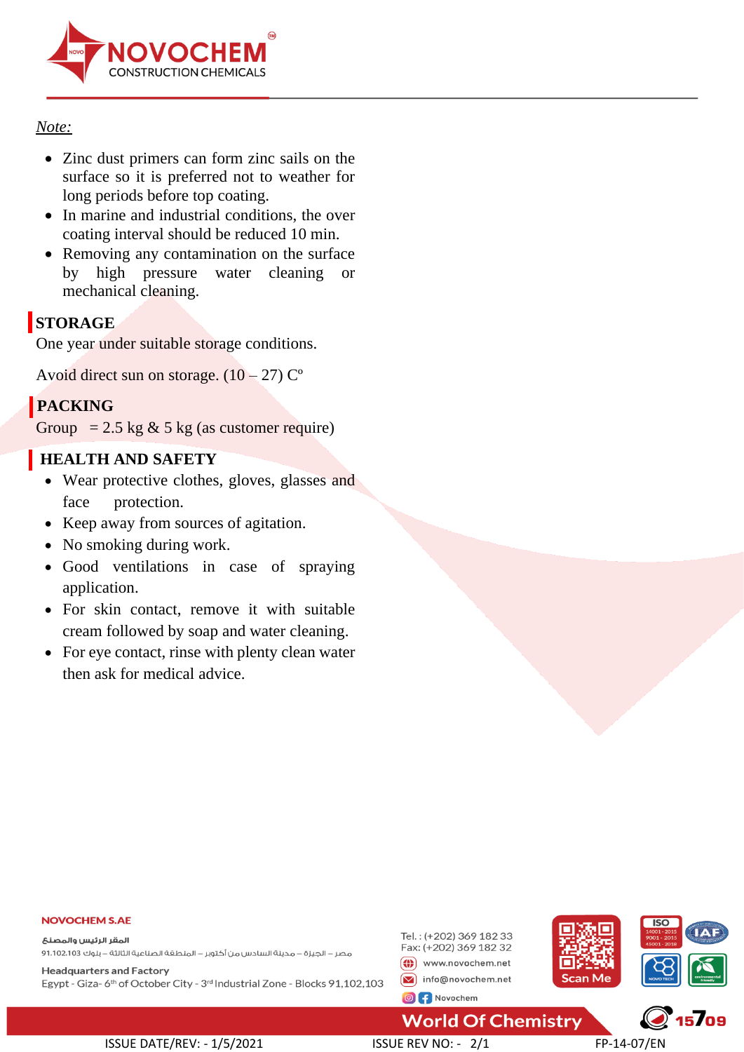*Note:*

- Zinc dust primers can form zinc sails on the surface so it is preferred not to weather for long periods before top coating.
- In marine and industrial conditions, the over coating interval should be reduced 10 min.
- Removing any contamination on the surface by high pressure water cleaning or mechanical cleaning.

## STORAGE

One year under suitable storage conditions.

Avoid direct sun on storage. (10 – 27) Cº

## PACKING

Group = 2.5 kg & 5 kg (as customer require)

## HEALTH AND SAFETY

- Wear protective clothes, gloves, glasses and face protection.
- Keep away from sources of agitation.
- No smoking during work.
- Good ventilations in case of spraying application.
- For skin contact, remove it with suitable cream followed by soap and water cleaning.
- For eye contact, rinse with plenty clean water then ask for medical advice.

**NOVOCHEM S.AE**

المقر الرئيس والمصنع

مصر – الجيزة – مدينة السادس من أكتوبر – المنطقة الصناعية الثالثة – بلوك 91.102.103

Headquarters and Factory

Egypt - Giza- 6th of October City - 3rd Industrial Zone - Blocks 91,102,103

Tel. : (+202) 369 182 33

Fax: (+202) 369 182 32

www.novochem.net

info@novochem.net

Novochem

Scan Me

World Of Chemistry

ISSUE DATE/REV: - 1/5/2021 ISSUE REV NO: - 2/1 FP-14-07/EN